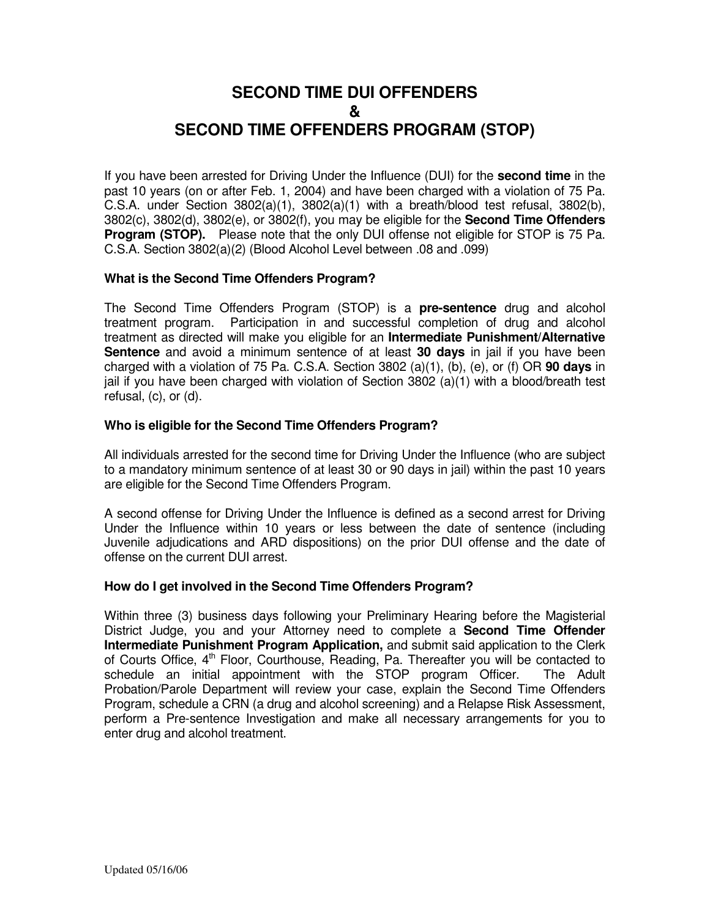# SECOND TIME DUI OFFENDERS
# &
# SECOND TIME OFFENDERS PROGRAM (STOP)

If you have been arrested for Driving Under the Influence (DUI) for the **second time** in the past 10 years (on or after Feb. 1, 2004) and have been charged with a violation of 75 Pa. C.S.A. under Section 3802(a)(1), 3802(a)(1) with a breath/blood test refusal, 3802(b), 3802(c), 3802(d), 3802(e), or 3802(f), you may be eligible for the **Second Time Offenders Program (STOP).** Please note that the only DUI offense not eligible for STOP is 75 Pa. C.S.A. Section 3802(a)(2) (Blood Alcohol Level between .08 and .099)

### What is the Second Time Offenders Program?

The Second Time Offenders Program (STOP) is a **pre-sentence** drug and alcohol treatment program. Participation in and successful completion of drug and alcohol treatment as directed will make you eligible for an **Intermediate Punishment/Alternative Sentence** and avoid a minimum sentence of at least **30 days** in jail if you have been charged with a violation of 75 Pa. C.S.A. Section 3802 (a)(1), (b), (e), or (f) OR **90 days** in jail if you have been charged with violation of Section 3802 (a)(1) with a blood/breath test refusal, (c), or (d).

### Who is eligible for the Second Time Offenders Program?

All individuals arrested for the second time for Driving Under the Influence (who are subject to a mandatory minimum sentence of at least 30 or 90 days in jail) within the past 10 years are eligible for the Second Time Offenders Program.

A second offense for Driving Under the Influence is defined as a second arrest for Driving Under the Influence within 10 years or less between the date of sentence (including Juvenile adjudications and ARD dispositions) on the prior DUI offense and the date of offense on the current DUI arrest.

### How do I get involved in the Second Time Offenders Program?

Within three (3) business days following your Preliminary Hearing before the Magisterial District Judge, you and your Attorney need to complete a **Second Time Offender Intermediate Punishment Program Application,** and submit said application to the Clerk of Courts Office, 4th Floor, Courthouse, Reading, Pa. Thereafter you will be contacted to schedule an initial appointment with the STOP program Officer. The Adult Probation/Parole Department will review your case, explain the Second Time Offenders Program, schedule a CRN (a drug and alcohol screening) and a Relapse Risk Assessment, perform a Pre-sentence Investigation and make all necessary arrangements for you to enter drug and alcohol treatment.

Updated 05/16/06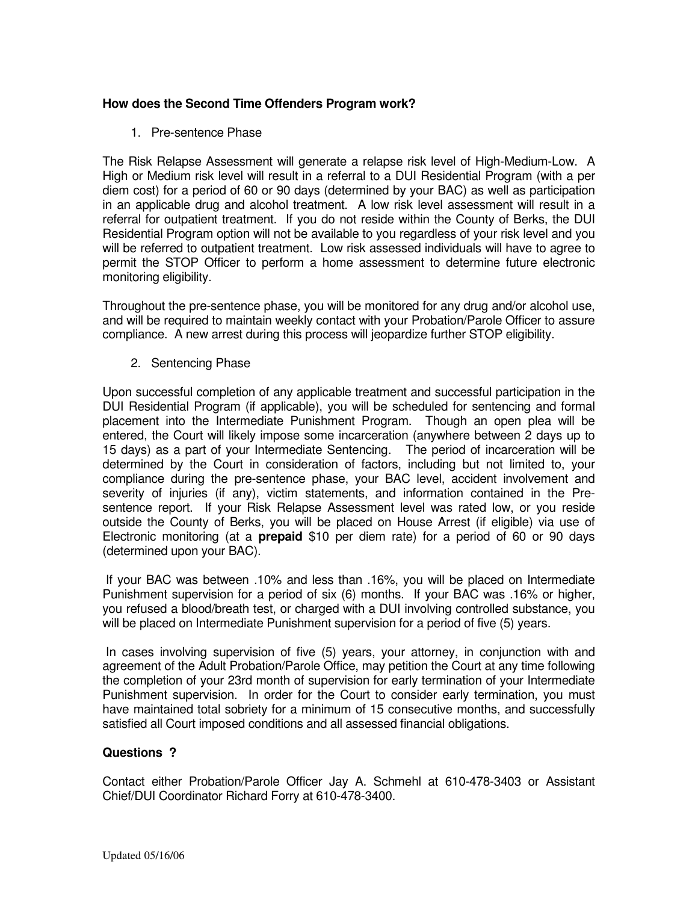**How does the Second Time Offenders Program work?**

1. Pre-sentence Phase

The Risk Relapse Assessment will generate a relapse risk level of High-Medium-Low. A High or Medium risk level will result in a referral to a DUI Residential Program (with a per diem cost) for a period of 60 or 90 days (determined by your BAC) as well as participation in an applicable drug and alcohol treatment. A low risk level assessment will result in a referral for outpatient treatment. If you do not reside within the County of Berks, the DUI Residential Program option will not be available to you regardless of your risk level and you will be referred to outpatient treatment. Low risk assessed individuals will have to agree to permit the STOP Officer to perform a home assessment to determine future electronic monitoring eligibility.

Throughout the pre-sentence phase, you will be monitored for any drug and/or alcohol use, and will be required to maintain weekly contact with your Probation/Parole Officer to assure compliance. A new arrest during this process will jeopardize further STOP eligibility.

2. Sentencing Phase

Upon successful completion of any applicable treatment and successful participation in the DUI Residential Program (if applicable), you will be scheduled for sentencing and formal placement into the Intermediate Punishment Program. Though an open plea will be entered, the Court will likely impose some incarceration (anywhere between 2 days up to 15 days) as a part of your Intermediate Sentencing. The period of incarceration will be determined by the Court in consideration of factors, including but not limited to, your compliance during the pre-sentence phase, your BAC level, accident involvement and severity of injuries (if any), victim statements, and information contained in the Pre-sentence report. If your Risk Relapse Assessment level was rated low, or you reside outside the County of Berks, you will be placed on House Arrest (if eligible) via use of Electronic monitoring (at a **prepaid** $10 per diem rate) for a period of 60 or 90 days (determined upon your BAC).

If your BAC was between .10% and less than .16%, you will be placed on Intermediate Punishment supervision for a period of six (6) months. If your BAC was .16% or higher, you refused a blood/breath test, or charged with a DUI involving controlled substance, you will be placed on Intermediate Punishment supervision for a period of five (5) years.

In cases involving supervision of five (5) years, your attorney, in conjunction with and agreement of the Adult Probation/Parole Office, may petition the Court at any time following the completion of your 23rd month of supervision for early termination of your Intermediate Punishment supervision. In order for the Court to consider early termination, you must have maintained total sobriety for a minimum of 15 consecutive months, and successfully satisfied all Court imposed conditions and all assessed financial obligations.

**Questions ?**

Contact either Probation/Parole Officer Jay A. Schmehl at 610-478-3403 or Assistant Chief/DUI Coordinator Richard Forry at 610-478-3400.

Updated 05/16/06